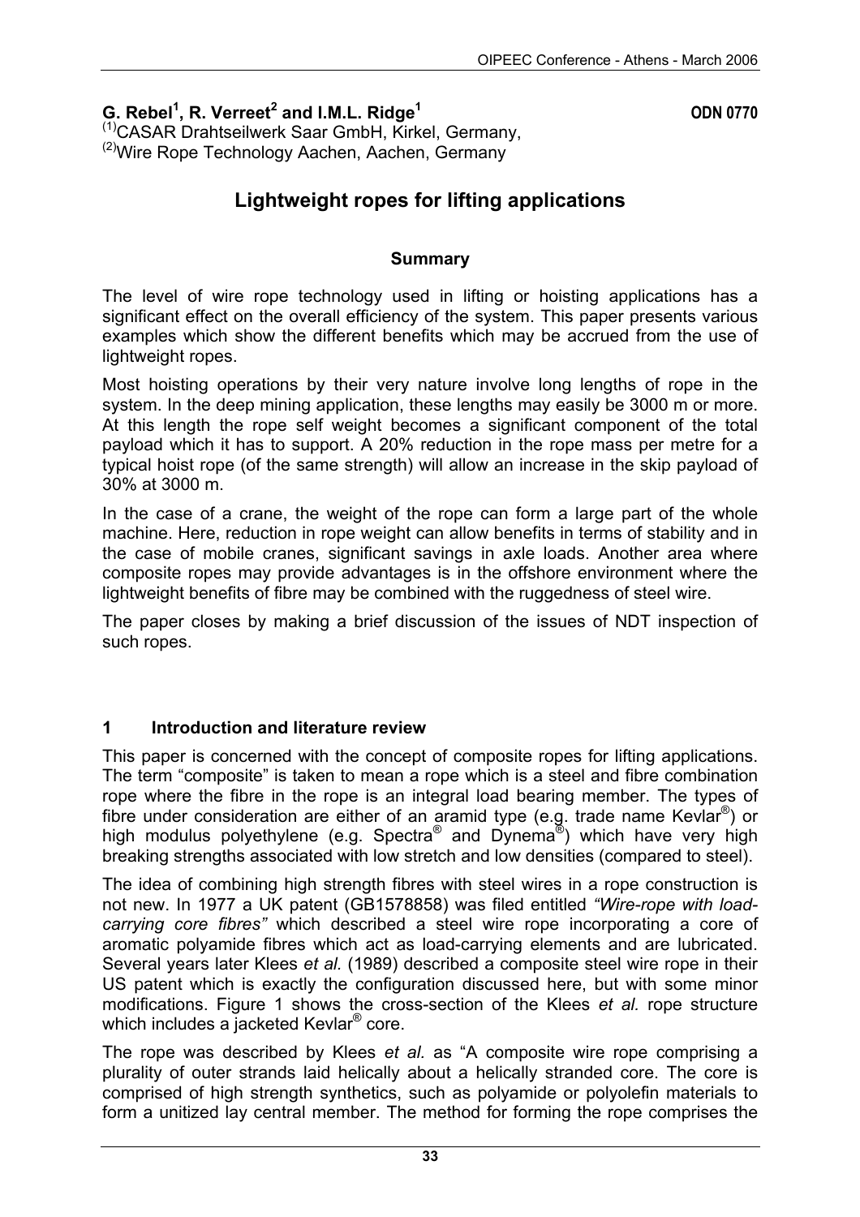G. Rebel[1], R. Verreet[2] and I.M.L. Ridge[1]

**ODN 0770**

[(1)]CASAR Drahtseilwerk Saar GmbH, Kirkel, Germany,
[(2)]Wire Rope Technology Aachen, Aachen, Germany

# Lightweight ropes for lifting applications

## Summary

The level of wire rope technology used in lifting or hoisting applications has a significant effect on the overall efficiency of the system. This paper presents various examples which show the different benefits which may be accrued from the use of lightweight ropes.

Most hoisting operations by their very nature involve long lengths of rope in the system. In the deep mining application, these lengths may easily be 3000 m or more. At this length the rope self weight becomes a significant component of the total payload which it has to support. A 20% reduction in the rope mass per metre for a typical hoist rope (of the same strength) will allow an increase in the skip payload of 30% at 3000 m.

In the case of a crane, the weight of the rope can form a large part of the whole machine. Here, reduction in rope weight can allow benefits in terms of stability and in the case of mobile cranes, significant savings in axle loads. Another area where composite ropes may provide advantages is in the offshore environment where the lightweight benefits of fibre may be combined with the ruggedness of steel wire.

The paper closes by making a brief discussion of the issues of NDT inspection of such ropes.

## 1 Introduction and literature review

This paper is concerned with the concept of composite ropes for lifting applications. The term "composite" is taken to mean a rope which is a steel and fibre combination rope where the fibre in the rope is an integral load bearing member. The types of fibre under consideration are either of an aramid type (e.g. trade name Kevlar®) or high modulus polyethylene (e.g. Spectra® and Dynema®) which have very high breaking strengths associated with low stretch and low densities (compared to steel).

The idea of combining high strength fibres with steel wires in a rope construction is not new. In 1977 a UK patent (GB1578858) was filed entitled *"Wire-rope with load-carrying core fibres"* which described a steel wire rope incorporating a core of aromatic polyamide fibres which act as load-carrying elements and are lubricated. Several years later Klees *et al.* (1989) described a composite steel wire rope in their US patent which is exactly the configuration discussed here, but with some minor modifications. Figure 1 shows the cross-section of the Klees *et al.* rope structure which includes a jacketed Kevlar® core.

The rope was described by Klees *et al.* as "A composite wire rope comprising a plurality of outer strands laid helically about a helically stranded core. The core is comprised of high strength synthetics, such as polyamide or polyolefin materials to form a unitized lay central member. The method for forming the rope comprises the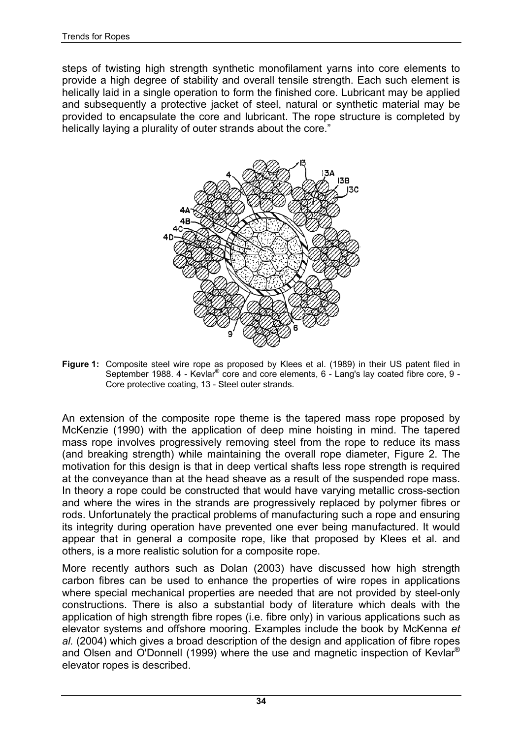steps of twisting high strength synthetic monofilament yarns into core elements to provide a high degree of stability and overall tensile strength. Each such element is helically laid in a single operation to form the finished core. Lubricant may be applied and subsequently a protective jacket of steel, natural or synthetic material may be provided to encapsulate the core and lubricant. The rope structure is completed by helically laying a plurality of outer strands about the core."

4
4A
4B
4C
4D
13
13A
13B
13C
9
6

**Figure 1:** Composite steel wire rope as proposed by Klees et al. (1989) in their US patent filed in September 1988. 4 - Kevlar® core and core elements, 6 - Lang's lay coated fibre core, 9 - Core protective coating, 13 - Steel outer strands.

An extension of the composite rope theme is the tapered mass rope proposed by McKenzie (1990) with the application of deep mine hoisting in mind. The tapered mass rope involves progressively removing steel from the rope to reduce its mass (and breaking strength) while maintaining the overall rope diameter, Figure 2. The motivation for this design is that in deep vertical shafts less rope strength is required at the conveyance than at the head sheave as a result of the suspended rope mass. In theory a rope could be constructed that would have varying metallic cross-section and where the wires in the strands are progressively replaced by polymer fibres or rods. Unfortunately the practical problems of manufacturing such a rope and ensuring its integrity during operation have prevented one ever being manufactured. It would appear that in general a composite rope, like that proposed by Klees et al. and others, is a more realistic solution for a composite rope.

More recently authors such as Dolan (2003) have discussed how high strength carbon fibres can be used to enhance the properties of wire ropes in applications where special mechanical properties are needed that are not provided by steel-only constructions. There is also a substantial body of literature which deals with the application of high strength fibre ropes (i.e. fibre only) in various applications such as elevator systems and offshore mooring. Examples include the book by McKenna *et al.* (2004) which gives a broad description of the design and application of fibre ropes and Olsen and O'Donnell (1999) where the use and magnetic inspection of Kevlar® elevator ropes is described.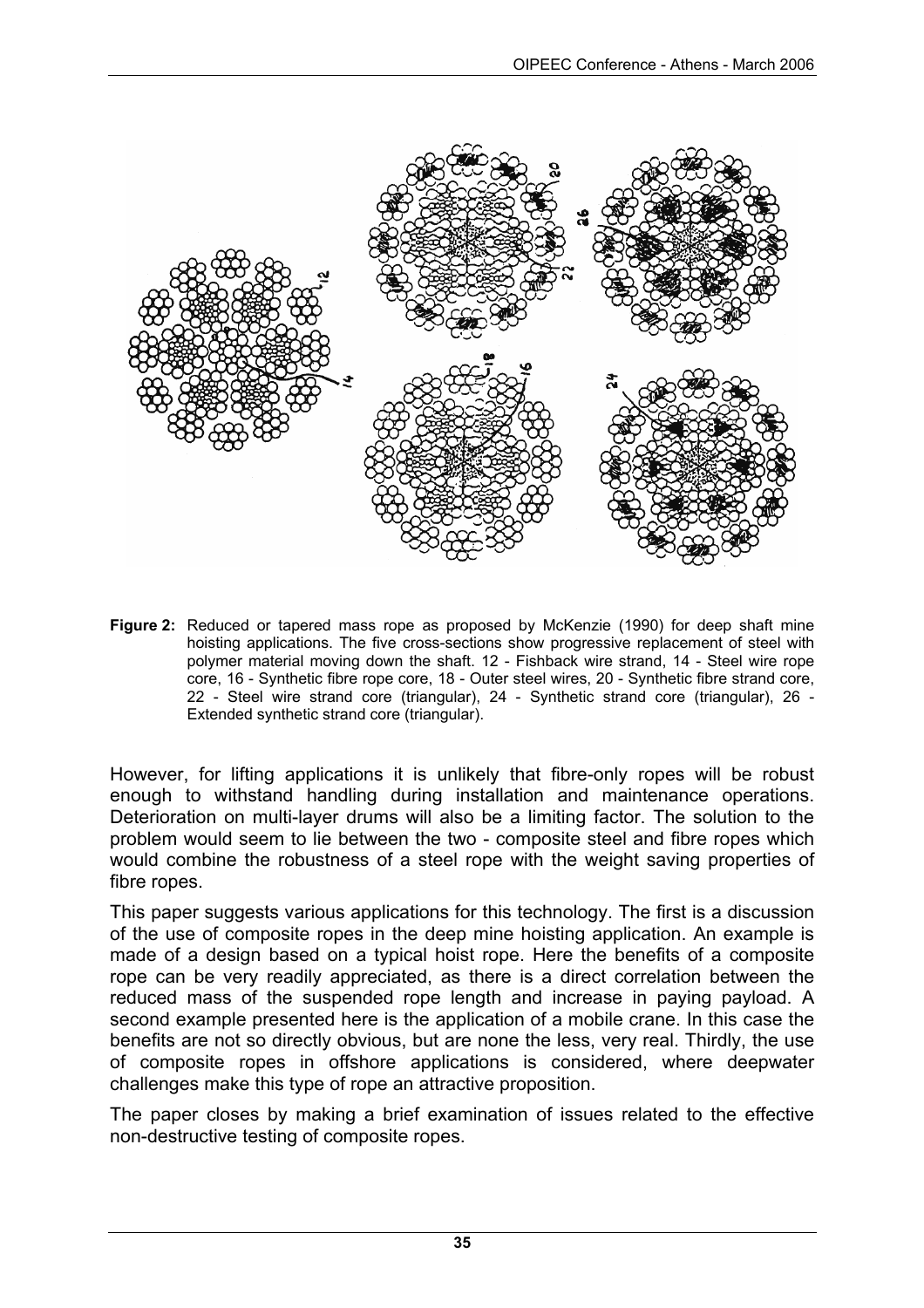**Figure 2:** Reduced or tapered mass rope as proposed by McKenzie (1990) for deep shaft mine hoisting applications. The five cross-sections show progressive replacement of steel with polymer material moving down the shaft. 12 - Fishback wire strand, 14 - Steel wire rope core, 16 - Synthetic fibre rope core, 18 - Outer steel wires, 20 - Synthetic fibre strand core, 22 - Steel wire strand core (triangular), 24 - Synthetic strand core (triangular), 26 - Extended synthetic strand core (triangular).

However, for lifting applications it is unlikely that fibre-only ropes will be robust enough to withstand handling during installation and maintenance operations. Deterioration on multi-layer drums will also be a limiting factor. The solution to the problem would seem to lie between the two - composite steel and fibre ropes which would combine the robustness of a steel rope with the weight saving properties of fibre ropes.

This paper suggests various applications for this technology. The first is a discussion of the use of composite ropes in the deep mine hoisting application. An example is made of a design based on a typical hoist rope. Here the benefits of a composite rope can be very readily appreciated, as there is a direct correlation between the reduced mass of the suspended rope length and increase in paying payload. A second example presented here is the application of a mobile crane. In this case the benefits are not so directly obvious, but are none the less, very real. Thirdly, the use of composite ropes in offshore applications is considered, where deepwater challenges make this type of rope an attractive proposition.

The paper closes by making a brief examination of issues related to the effective non-destructive testing of composite ropes.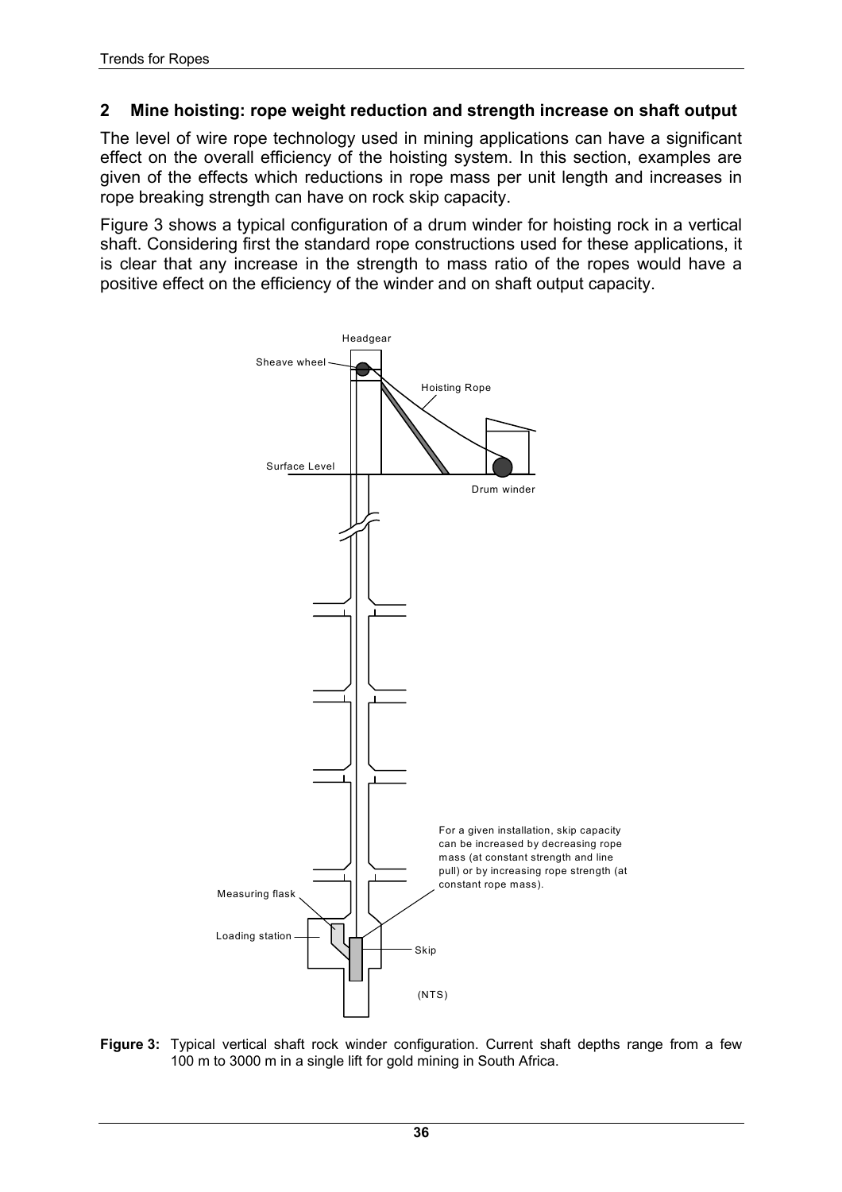## 2 Mine hoisting: rope weight reduction and strength increase on shaft output

The level of wire rope technology used in mining applications can have a significant effect on the overall efficiency of the hoisting system. In this section, examples are given of the effects which reductions in rope mass per unit length and increases in rope breaking strength can have on rock skip capacity.

Figure 3 shows a typical configuration of a drum winder for hoisting rock in a vertical shaft. Considering first the standard rope constructions used for these applications, it is clear that any increase in the strength to mass ratio of the ropes would have a positive effect on the efficiency of the winder and on shaft output capacity.

Headgear

Sheave wheel

Hoisting Rope

Surface Level

Drum winder

For a given installation, skip capacity can be increased by decreasing rope mass (at constant strength and line pull) or by increasing rope strength (at constant rope mass).

Measuring flask

Loading station

Skip

(NTS)

**Figure 3:** Typical vertical shaft rock winder configuration. Current shaft depths range from a few 100 m to 3000 m in a single lift for gold mining in South Africa.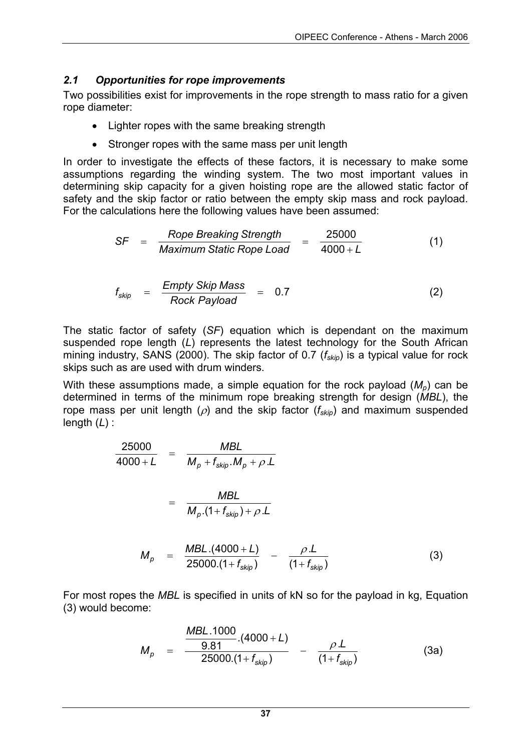### *2.1 Opportunities for rope improvements*

Two possibilities exist for improvements in the rope strength to mass ratio for a given rope diameter:

- Lighter ropes with the same breaking strength
- Stronger ropes with the same mass per unit length

In order to investigate the effects of these factors, it is necessary to make some assumptions regarding the winding system. The two most important values in determining skip capacity for a given hoisting rope are the allowed static factor of safety and the skip factor or ratio between the empty skip mass and rock payload. For the calculations here the following values have been assumed:

$$SF = \frac{\textit{Rope Breaking Strength}}{\textit{Maximum Static Rope Load}} = \frac{25000}{4000 + L} \tag{1}$$

$$f_{skip} = \frac{\textit{Empty Skip Mass}}{\textit{Rock Payload}} = 0.7 \tag{2}$$

The static factor of safety (*SF*) equation which is dependant on the maximum suspended rope length (*L*) represents the latest technology for the South African mining industry, SANS (2000). The skip factor of 0.7 ($f_{skip}$) is a typical value for rock skips such as are used with drum winders.

With these assumptions made, a simple equation for the rock payload ($M_p$) can be determined in terms of the minimum rope breaking strength for design (*MBL*), the rope mass per unit length ($\rho$) and the skip factor ($f_{skip}$) and maximum suspended length (*L*) :

$$\frac{25000}{4000 + L} = \frac{MBL}{M_p + f_{skip}.M_p + \rho.L}$$

$$= \frac{MBL}{M_p.(1 + f_{skip}) + \rho.L}$$

$$M_p = \frac{MBL.(4000 + L)}{25000.(1 + f_{skip})} - \frac{\rho.L}{(1 + f_{skip})} \tag{3}$$

For most ropes the *MBL* is specified in units of kN so for the payload in kg, Equation (3) would become:

$$M_p = \frac{\frac{MBL.1000}{9.81}.(4000 + L)}{25000.(1 + f_{skip})} - \frac{\rho.L}{(1 + f_{skip})} \tag{3a}$$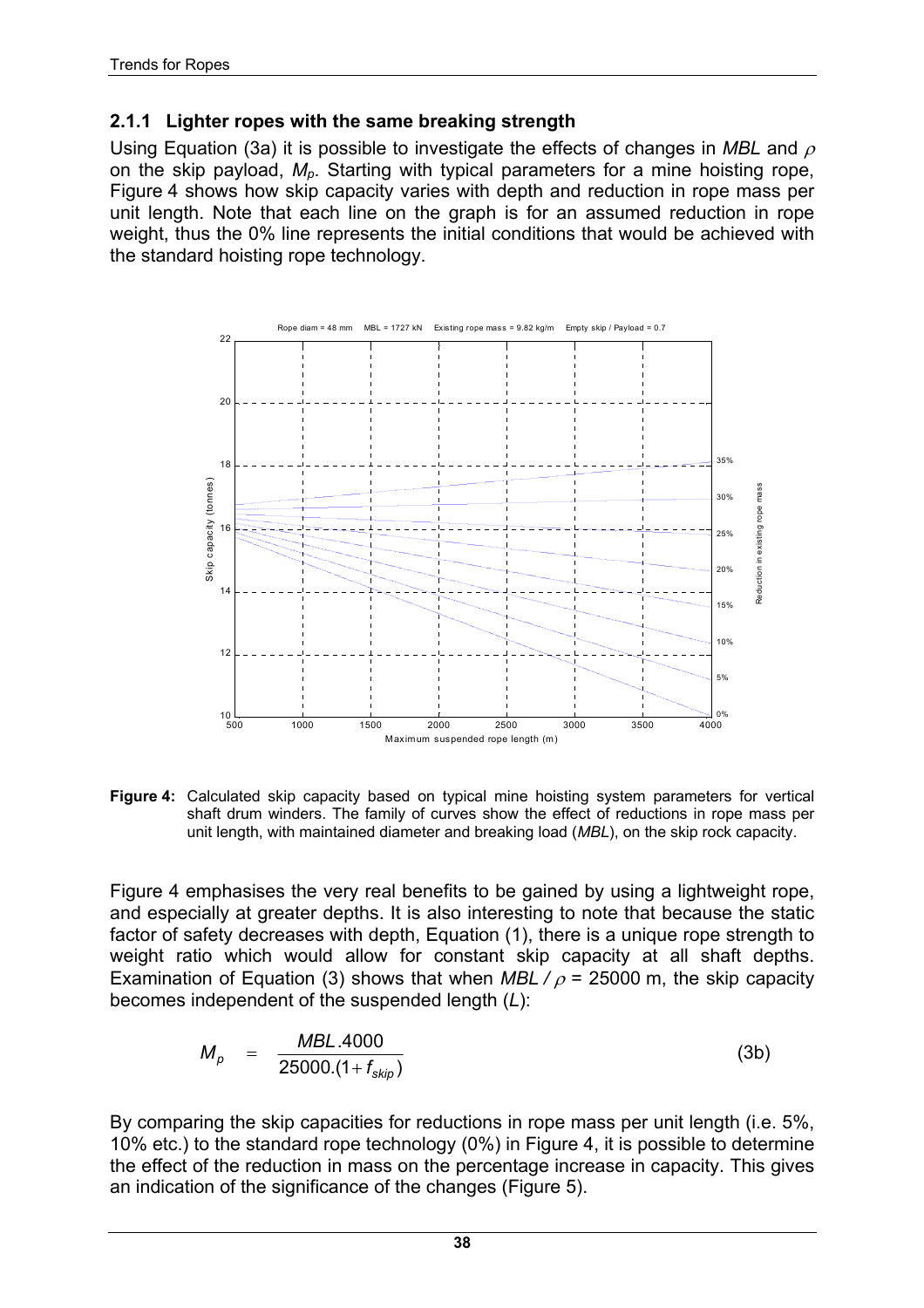### 2.1.1 Lighter ropes with the same breaking strength

Using Equation (3a) it is possible to investigate the effects of changes in *MBL* and $\rho$ on the skip payload, $M_p$. Starting with typical parameters for a mine hoisting rope, Figure 4 shows how skip capacity varies with depth and reduction in rope mass per unit length. Note that each line on the graph is for an assumed reduction in rope weight, thus the 0% line represents the initial conditions that would be achieved with the standard hoisting rope technology.

Rope diam = 48 mm MBL = 1727 kN Existing rope mass = 9.82 kg/m Empty skip / Payload = 0.7

Skip capacity (tonnes)

22
20
18
16
14
12
10

500 1000 1500 2000 2500 3000 3500 4000

Maximum suspended rope length (m)

Reduction in existing rope mass

35%
30%
25%
20%
15%
10%
5%
0%

**Figure 4:** Calculated skip capacity based on typical mine hoisting system parameters for vertical shaft drum winders. The family of curves show the effect of reductions in rope mass per unit length, with maintained diameter and breaking load (*MBL*), on the skip rock capacity.

Figure 4 emphasises the very real benefits to be gained by using a lightweight rope, and especially at greater depths. It is also interesting to note that because the static factor of safety decreases with depth, Equation (1), there is a unique rope strength to weight ratio which would allow for constant skip capacity at all shaft depths. Examination of Equation (3) shows that when $MBL / \rho$ = 25000 m, the skip capacity becomes independent of the suspended length ($L$):

$$M_p = \frac{MBL.4000}{25000.(1 + f_{skip})} \tag{3b}$$

By comparing the skip capacities for reductions in rope mass per unit length (i.e. 5%, 10% etc.) to the standard rope technology (0%) in Figure 4, it is possible to determine the effect of the reduction in mass on the percentage increase in capacity. This gives an indication of the significance of the changes (Figure 5).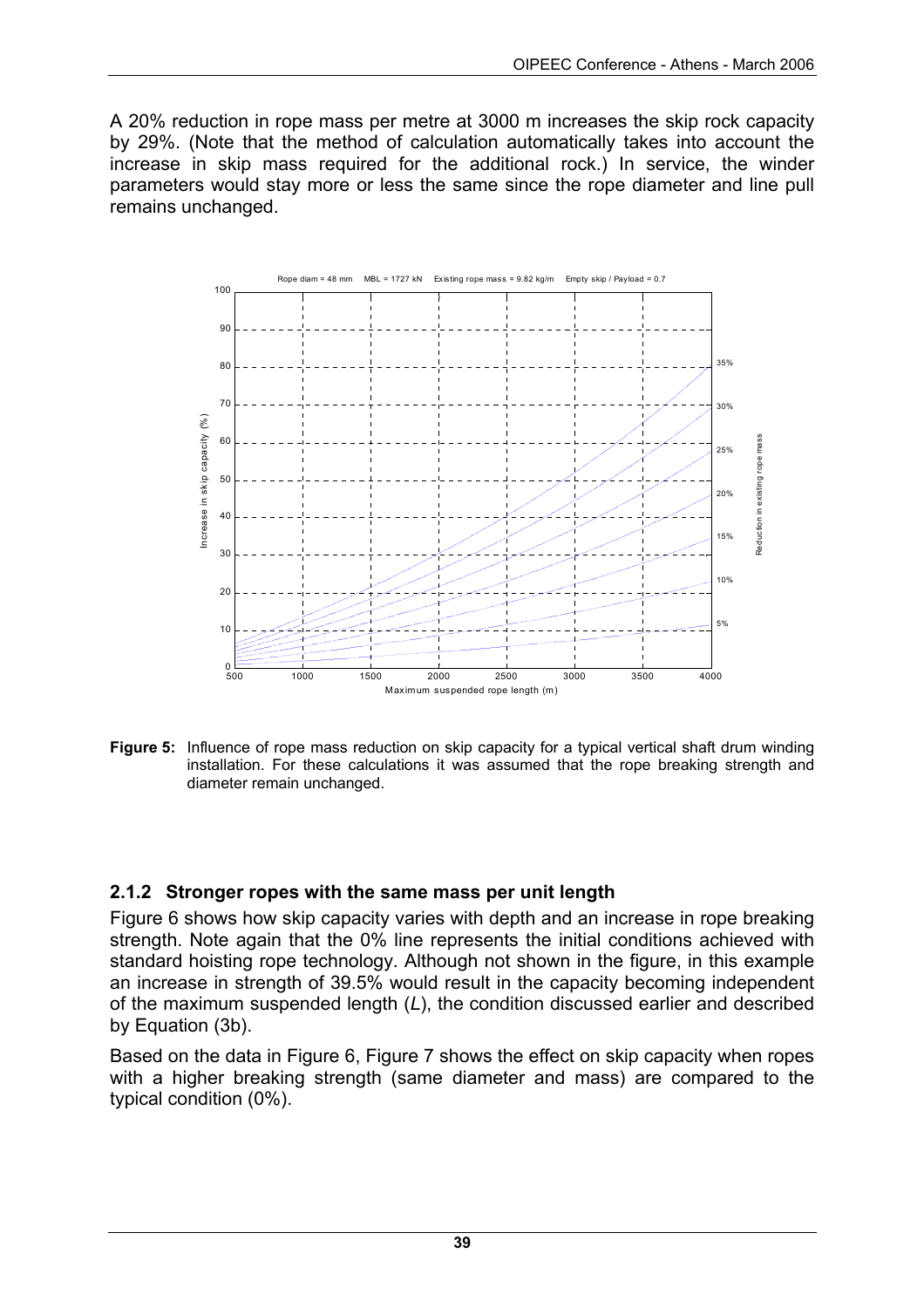A 20% reduction in rope mass per metre at 3000 m increases the skip rock capacity by 29%. (Note that the method of calculation automatically takes into account the increase in skip mass required for the additional rock.) In service, the winder parameters would stay more or less the same since the rope diameter and line pull remains unchanged.

Rope diam = 48 mm MBL = 1727 kN Existing rope mass = 9.82 kg/m Empty skip / Payload = 0.7

Increase in skip capacity (%)

100
90
80
70
60
50
40
30
20
10
0

500 1000 1500 2000 2500 3000 3500 4000

Maximum suspended rope length (m)

35%
30%
25%
20%
15%
10%
5%

Reduction in existing rope mass

**Figure 5:** Influence of rope mass reduction on skip capacity for a typical vertical shaft drum winding installation. For these calculations it was assumed that the rope breaking strength and diameter remain unchanged.

### 2.1.2 Stronger ropes with the same mass per unit length

Figure 6 shows how skip capacity varies with depth and an increase in rope breaking strength. Note again that the 0% line represents the initial conditions achieved with standard hoisting rope technology. Although not shown in the figure, in this example an increase in strength of 39.5% would result in the capacity becoming independent of the maximum suspended length ($L$), the condition discussed earlier and described by Equation (3b).

Based on the data in Figure 6, Figure 7 shows the effect on skip capacity when ropes with a higher breaking strength (same diameter and mass) are compared to the typical condition (0%).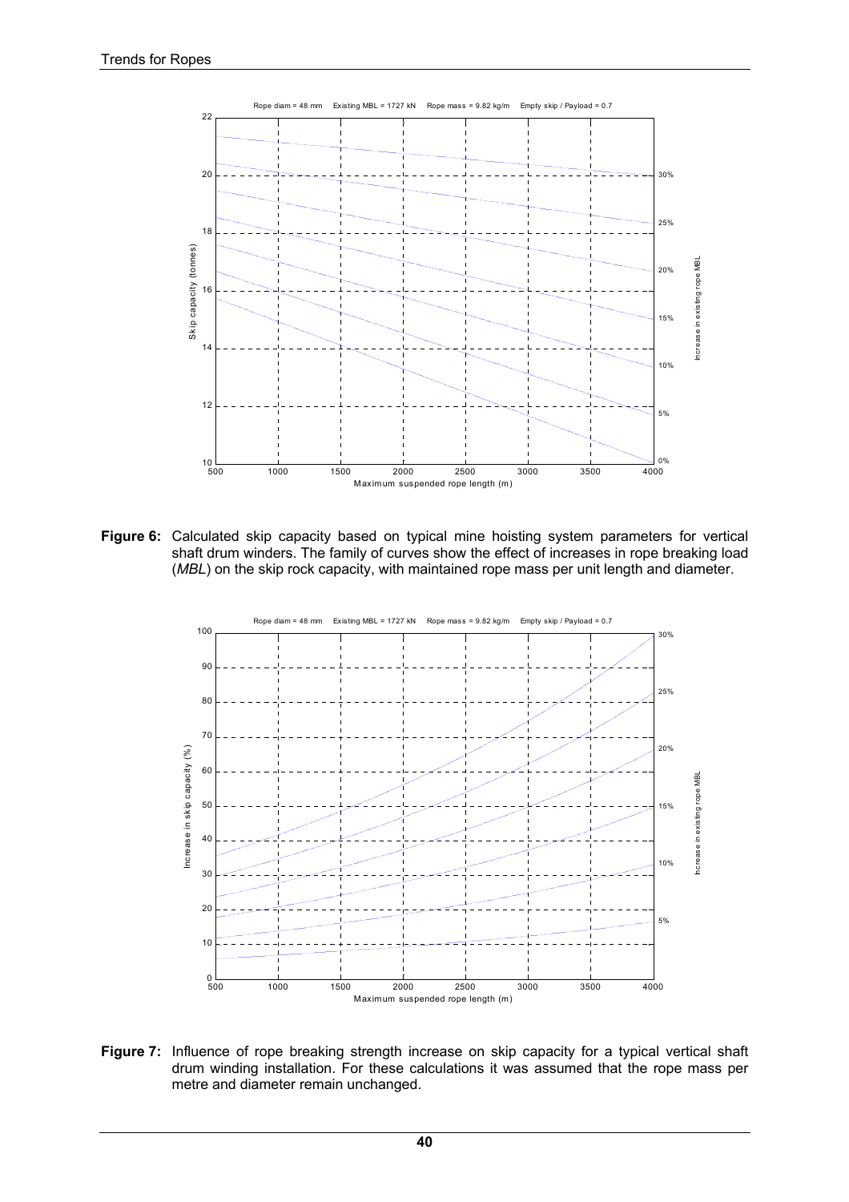Rope diam = 48 mm Existing MBL = 1727 kN Rope mass = 9.82 kg/m Empty skip / Payload = 0.7

Skip capacity (tonnes)

22
20
18
16
14
12
10

500 1000 1500 2000 2500 3000 3500 4000

Maximum suspended rope length (m)

Increase in existing rope MBL

30%
25%
20%
15%
10%
5%
0%

**Figure 6:** Calculated skip capacity based on typical mine hoisting system parameters for vertical shaft drum winders. The family of curves show the effect of increases in rope breaking load (*MBL*) on the skip rock capacity, with maintained rope mass per unit length and diameter.

Rope diam = 48 mm Existing MBL = 1727 kN Rope mass = 9.82 kg/m Empty skip / Payload = 0.7

Increase in skip capacity (%)

100
90
80
70
60
50
40
30
20
10
0

500 1000 1500 2000 2500 3000 3500 4000

Maximum suspended rope length (m)

Increase in existing rope MBL

30%
25%
20%
15%
10%
5%

**Figure 7:** Influence of rope breaking strength increase on skip capacity for a typical vertical shaft drum winding installation. For these calculations it was assumed that the rope mass per metre and diameter remain unchanged.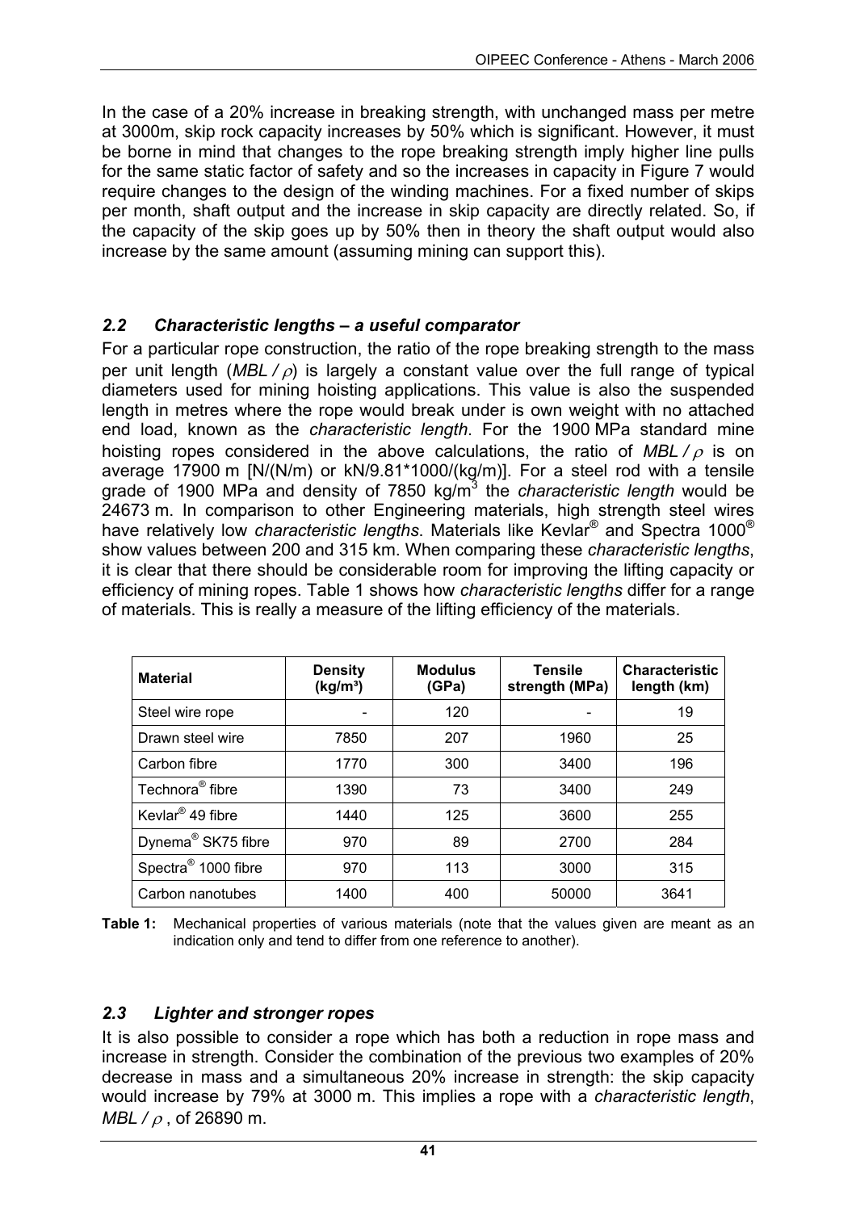In the case of a 20% increase in breaking strength, with unchanged mass per metre at 3000m, skip rock capacity increases by 50% which is significant. However, it must be borne in mind that changes to the rope breaking strength imply higher line pulls for the same static factor of safety and so the increases in capacity in Figure 7 would require changes to the design of the winding machines. For a fixed number of skips per month, shaft output and the increase in skip capacity are directly related. So, if the capacity of the skip goes up by 50% then in theory the shaft output would also increase by the same amount (assuming mining can support this).

## *2.2 Characteristic lengths – a useful comparator*

For a particular rope construction, the ratio of the rope breaking strength to the mass per unit length ($MBL / \rho$) is largely a constant value over the full range of typical diameters used for mining hoisting applications. This value is also the suspended length in metres where the rope would break under is own weight with no attached end load, known as the *characteristic length*. For the 1900 MPa standard mine hoisting ropes considered in the above calculations, the ratio of $MBL / \rho$ is on average 17900 m [N/(N/m) or kN/9.81*1000/(kg/m)]. For a steel rod with a tensile grade of 1900 MPa and density of 7850 kg/m$^3$ the *characteristic length* would be 24673 m. In comparison to other Engineering materials, high strength steel wires have relatively low *characteristic lengths*. Materials like Kevlar® and Spectra 1000® show values between 200 and 315 km. When comparing these *characteristic lengths*, it is clear that there should be considerable room for improving the lifting capacity or efficiency of mining ropes. Table 1 shows how *characteristic lengths* differ for a range of materials. This is really a measure of the lifting efficiency of the materials.

| Material | Density (kg/m³) | Modulus (GPa) | Tensile strength (MPa) | Characteristic length (km) |
|---|---|---|---|---|
| Steel wire rope | - | 120 | - | 19 |
| Drawn steel wire | 7850 | 207 | 1960 | 25 |
| Carbon fibre | 1770 | 300 | 3400 | 196 |
| Technora® fibre | 1390 | 73 | 3400 | 249 |
| Kevlar® 49 fibre | 1440 | 125 | 3600 | 255 |
| Dynema® SK75 fibre | 970 | 89 | 2700 | 284 |
| Spectra® 1000 fibre | 970 | 113 | 3000 | 315 |
| Carbon nanotubes | 1400 | 400 | 50000 | 3641 |

**Table 1:** Mechanical properties of various materials (note that the values given are meant as an indication only and tend to differ from one reference to another).

## *2.3 Lighter and stronger ropes*

It is also possible to consider a rope which has both a reduction in rope mass and increase in strength. Consider the combination of the previous two examples of 20% decrease in mass and a simultaneous 20% increase in strength: the skip capacity would increase by 79% at 3000 m. This implies a rope with a *characteristic length*, $MBL / \rho$, of 26890 m.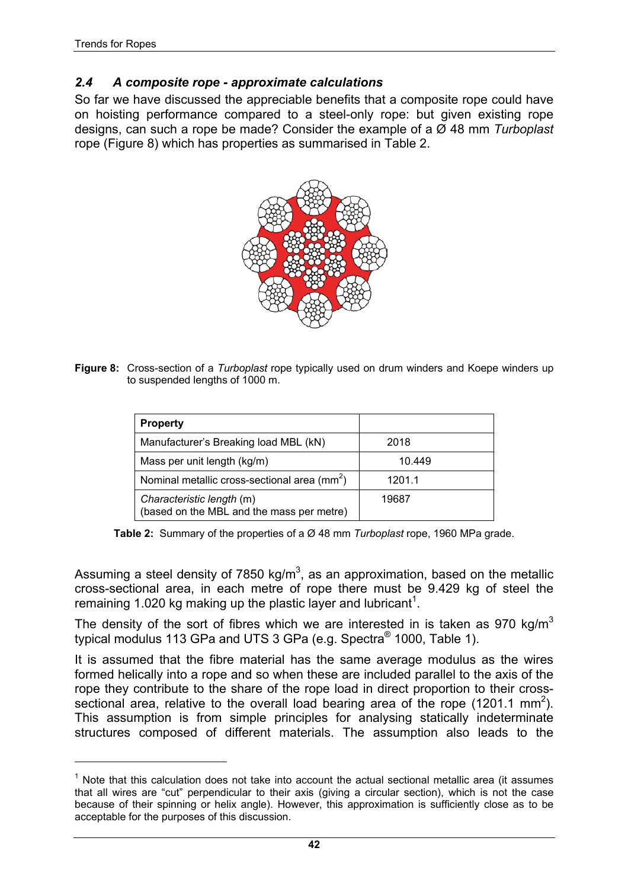## 2.4 A composite rope - approximate calculations

So far we have discussed the appreciable benefits that a composite rope could have on hoisting performance compared to a steel-only rope: but given existing rope designs, can such a rope be made? Consider the example of a Ø 48 mm *Turboplast* rope (Figure 8) which has properties as summarised in Table 2.

**Figure 8:** Cross-section of a *Turboplast* rope typically used on drum winders and Koepe winders up to suspended lengths of 1000 m.

| **Property** | |
|---|---|
| Manufacturer's Breaking load MBL (kN) | 2018 |
| Mass per unit length (kg/m) | 10.449 |
| Nominal metallic cross-sectional area ($mm^2$) | 1201.1 |
| *Characteristic length* (m) (based on the MBL and the mass per metre) | 19687 |

**Table 2:** Summary of the properties of a Ø 48 mm *Turboplast* rope, 1960 MPa grade.

Assuming a steel density of 7850 $kg/m^3$, as an approximation, based on the metallic cross-sectional area, in each metre of rope there must be 9.429 kg of steel the remaining 1.020 kg making up the plastic layer and lubricant[1].

The density of the sort of fibres which we are interested in is taken as 970 $kg/m^3$ typical modulus 113 GPa and UTS 3 GPa (e.g. Spectra® 1000, Table 1).

It is assumed that the fibre material has the same average modulus as the wires formed helically into a rope and so when these are included parallel to the axis of the rope they contribute to the share of the rope load in direct proportion to their cross-sectional area, relative to the overall load bearing area of the rope (1201.1 $mm^2$). This assumption is from simple principles for analysing statically indeterminate structures composed of different materials. The assumption also leads to the

[1] Note that this calculation does not take into account the actual sectional metallic area (it assumes that all wires are "cut" perpendicular to their axis (giving a circular section), which is not the case because of their spinning or helix angle). However, this approximation is sufficiently close as to be acceptable for the purposes of this discussion.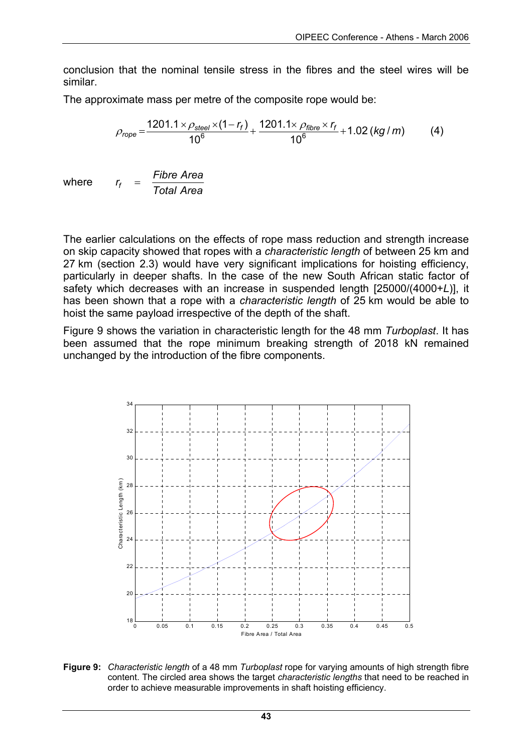conclusion that the nominal tensile stress in the fibres and the steel wires will be similar.

The approximate mass per metre of the composite rope would be:

$$\rho_{rope} = \frac{1201.1 \times \rho_{steel} \times (1 - r_f)}{10^6} + \frac{1201.1 \times \rho_{fibre} \times r_f}{10^6} + 1.02\,(kg/m) \qquad (4)$$

where $r_f = \dfrac{Fibre\ Area}{Total\ Area}$

The earlier calculations on the effects of rope mass reduction and strength increase on skip capacity showed that ropes with a *characteristic length* of between 25 km and 27 km (section 2.3) would have very significant implications for hoisting efficiency, particularly in deeper shafts. In the case of the new South African static factor of safety which decreases with an increase in suspended length [25000/(4000+*L*)], it has been shown that a rope with a *characteristic length* of 25 km would be able to hoist the same payload irrespective of the depth of the shaft.

Figure 9 shows the variation in characteristic length for the 48 mm *Turboplast*. It has been assumed that the rope minimum breaking strength of 2018 kN remained unchanged by the introduction of the fibre components.

Characteristic Length (km)

34
32
30
28
26
24
22
20
18

0 0.05 0.1 0.15 0.2 0.25 0.3 0.35 0.4 0.45 0.5

Fibre Area / Total Area

**Figure 9:** *Characteristic length* of a 48 mm *Turboplast* rope for varying amounts of high strength fibre content. The circled area shows the target *characteristic lengths* that need to be reached in order to achieve measurable improvements in shaft hoisting efficiency.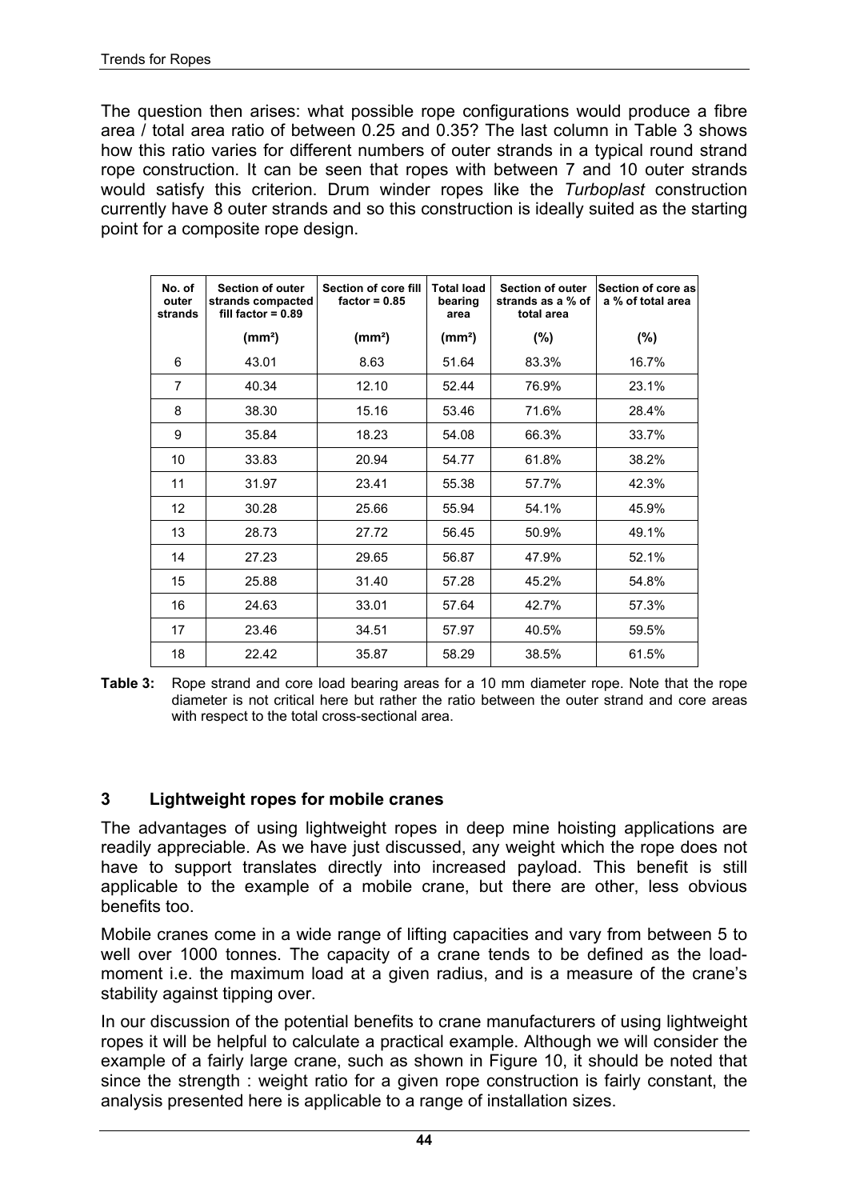The question then arises: what possible rope configurations would produce a fibre area / total area ratio of between 0.25 and 0.35? The last column in Table 3 shows how this ratio varies for different numbers of outer strands in a typical round strand rope construction. It can be seen that ropes with between 7 and 10 outer strands would satisfy this criterion. Drum winder ropes like the *Turboplast* construction currently have 8 outer strands and so this construction is ideally suited as the starting point for a composite rope design.

| No. of outer strands | Section of outer strands compacted fill factor = 0.89 | Section of core fill factor = 0.85 | Total load bearing area | Section of outer strands as a % of total area | Section of core as a % of total area |
|---|---|---|---|---|---|
| | (mm²) | (mm²) | (mm²) | (%) | (%) |
| 6 | 43.01 | 8.63 | 51.64 | 83.3% | 16.7% |
| 7 | 40.34 | 12.10 | 52.44 | 76.9% | 23.1% |
| 8 | 38.30 | 15.16 | 53.46 | 71.6% | 28.4% |
| 9 | 35.84 | 18.23 | 54.08 | 66.3% | 33.7% |
| 10 | 33.83 | 20.94 | 54.77 | 61.8% | 38.2% |
| 11 | 31.97 | 23.41 | 55.38 | 57.7% | 42.3% |
| 12 | 30.28 | 25.66 | 55.94 | 54.1% | 45.9% |
| 13 | 28.73 | 27.72 | 56.45 | 50.9% | 49.1% |
| 14 | 27.23 | 29.65 | 56.87 | 47.9% | 52.1% |
| 15 | 25.88 | 31.40 | 57.28 | 45.2% | 54.8% |
| 16 | 24.63 | 33.01 | 57.64 | 42.7% | 57.3% |
| 17 | 23.46 | 34.51 | 57.97 | 40.5% | 59.5% |
| 18 | 22.42 | 35.87 | 58.29 | 38.5% | 61.5% |

**Table 3:** Rope strand and core load bearing areas for a 10 mm diameter rope. Note that the rope diameter is not critical here but rather the ratio between the outer strand and core areas with respect to the total cross-sectional area.

## 3 Lightweight ropes for mobile cranes

The advantages of using lightweight ropes in deep mine hoisting applications are readily appreciable. As we have just discussed, any weight which the rope does not have to support translates directly into increased payload. This benefit is still applicable to the example of a mobile crane, but there are other, less obvious benefits too.

Mobile cranes come in a wide range of lifting capacities and vary from between 5 to well over 1000 tonnes. The capacity of a crane tends to be defined as the load-moment i.e. the maximum load at a given radius, and is a measure of the crane's stability against tipping over.

In our discussion of the potential benefits to crane manufacturers of using lightweight ropes it will be helpful to calculate a practical example. Although we will consider the example of a fairly large crane, such as shown in Figure 10, it should be noted that since the strength : weight ratio for a given rope construction is fairly constant, the analysis presented here is applicable to a range of installation sizes.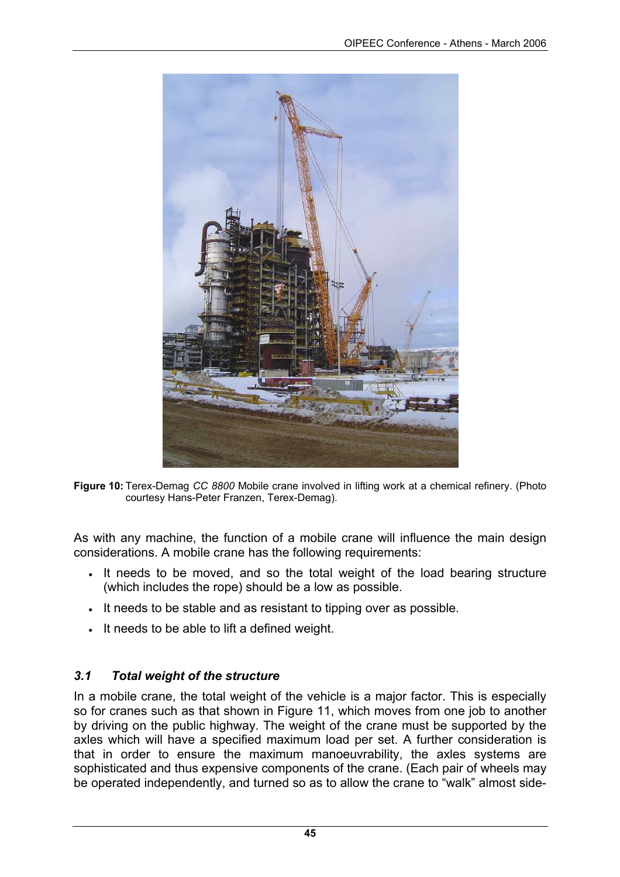**Figure 10:** Terex-Demag *CC 8800* Mobile crane involved in lifting work at a chemical refinery. (Photo courtesy Hans-Peter Franzen, Terex-Demag).

As with any machine, the function of a mobile crane will influence the main design considerations. A mobile crane has the following requirements:

- It needs to be moved, and so the total weight of the load bearing structure (which includes the rope) should be a low as possible.
- It needs to be stable and as resistant to tipping over as possible.
- It needs to be able to lift a defined weight.

### *3.1 Total weight of the structure*

In a mobile crane, the total weight of the vehicle is a major factor. This is especially so for cranes such as that shown in Figure 11, which moves from one job to another by driving on the public highway. The weight of the crane must be supported by the axles which will have a specified maximum load per set. A further consideration is that in order to ensure the maximum manoeuvrability, the axles systems are sophisticated and thus expensive components of the crane. (Each pair of wheels may be operated independently, and turned so as to allow the crane to "walk" almost side-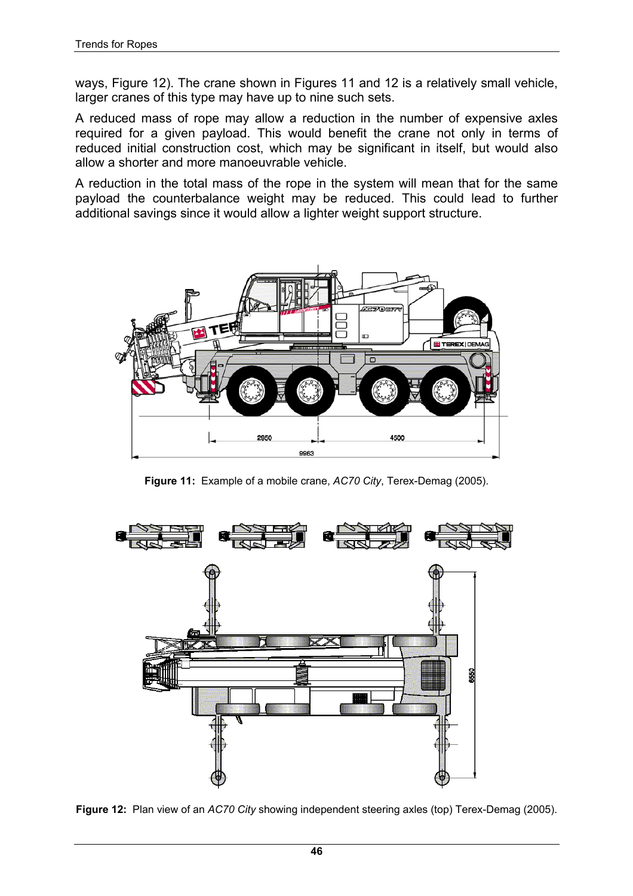ways, Figure 12). The crane shown in Figures 11 and 12 is a relatively small vehicle, larger cranes of this type may have up to nine such sets.

A reduced mass of rope may allow a reduction in the number of expensive axles required for a given payload. This would benefit the crane not only in terms of reduced initial construction cost, which may be significant in itself, but would also allow a shorter and more manoeuvrable vehicle.

A reduction in the total mass of the rope in the system will mean that for the same payload the counterbalance weight may be reduced. This could lead to further additional savings since it would allow a lighter weight support structure.

2950
4500
9963

**Figure 11:** Example of a mobile crane, *AC70 City*, Terex-Demag (2005).

6550

**Figure 12:** Plan view of an *AC70 City* showing independent steering axles (top) Terex-Demag (2005).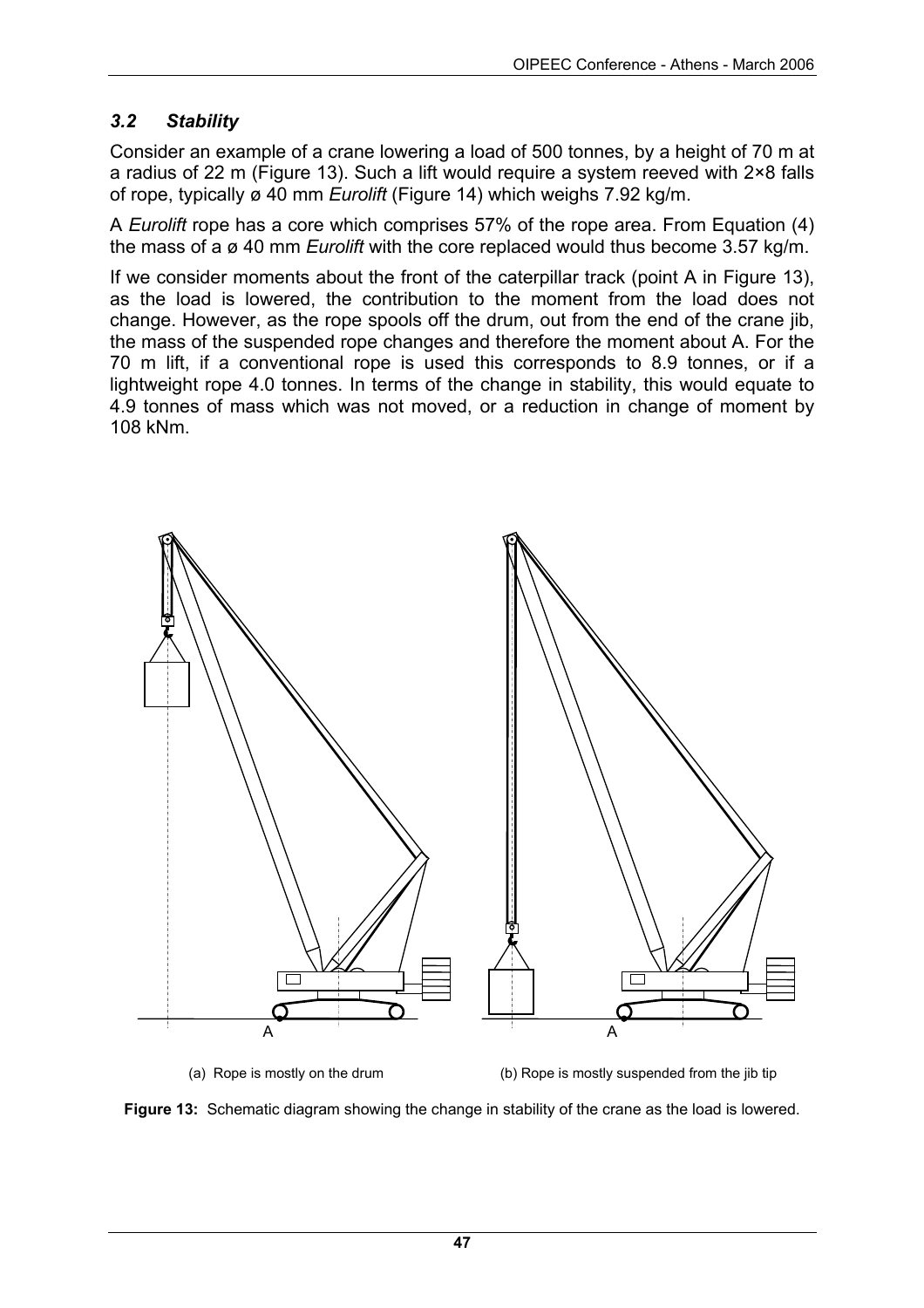### *3.2 Stability*

Consider an example of a crane lowering a load of 500 tonnes, by a height of 70 m at a radius of 22 m (Figure 13). Such a lift would require a system reeved with 2×8 falls of rope, typically ø 40 mm *Eurolift* (Figure 14) which weighs 7.92 kg/m.

A *Eurolift* rope has a core which comprises 57% of the rope area. From Equation (4) the mass of a ø 40 mm *Eurolift* with the core replaced would thus become 3.57 kg/m.

If we consider moments about the front of the caterpillar track (point A in Figure 13), as the load is lowered, the contribution to the moment from the load does not change. However, as the rope spools off the drum, out from the end of the crane jib, the mass of the suspended rope changes and therefore the moment about A. For the 70 m lift, if a conventional rope is used this corresponds to 8.9 tonnes, or if a lightweight rope 4.0 tonnes. In terms of the change in stability, this would equate to 4.9 tonnes of mass which was not moved, or a reduction in change of moment by 108 kNm.

A

A

(a) Rope is mostly on the drum

(b) Rope is mostly suspended from the jib tip

**Figure 13:** Schematic diagram showing the change in stability of the crane as the load is lowered.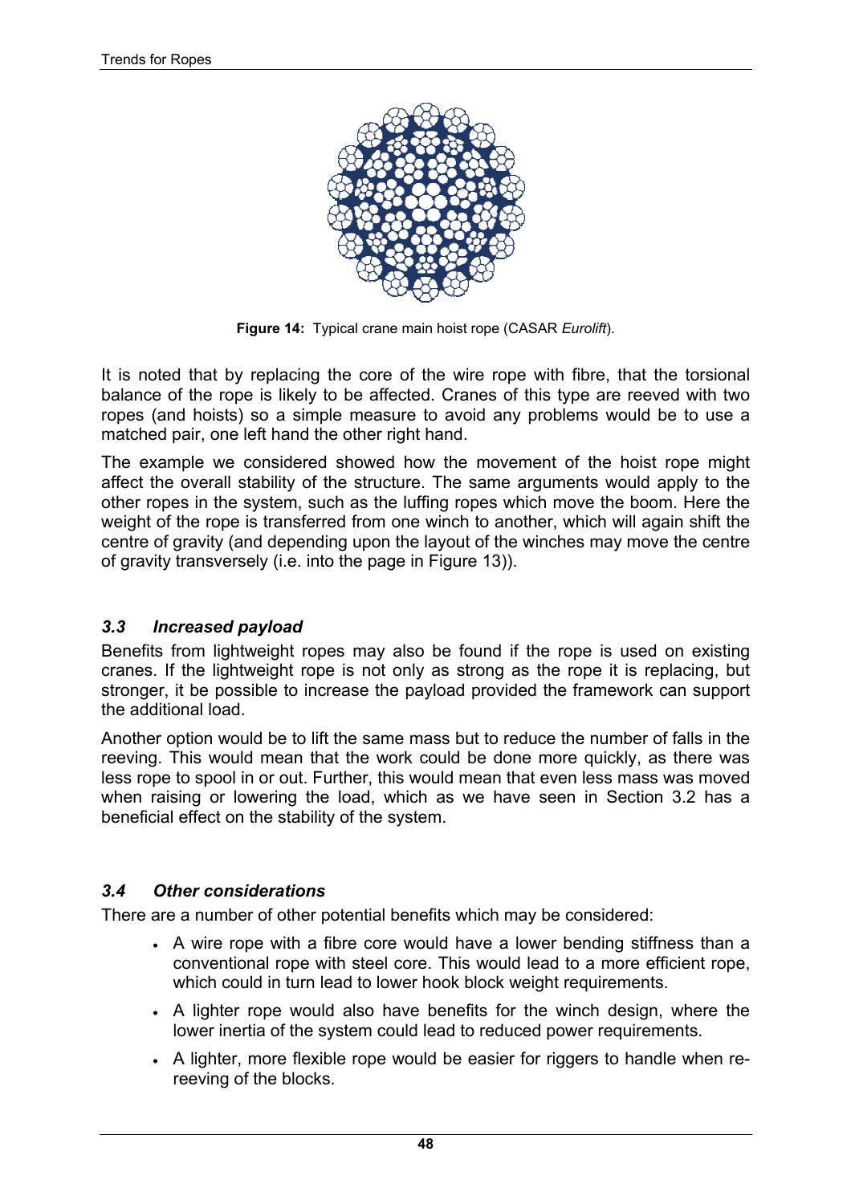**Figure 14:** Typical crane main hoist rope (CASAR *Eurolift*).

It is noted that by replacing the core of the wire rope with fibre, that the torsional balance of the rope is likely to be affected. Cranes of this type are reeved with two ropes (and hoists) so a simple measure to avoid any problems would be to use a matched pair, one left hand the other right hand.

The example we considered showed how the movement of the hoist rope might affect the overall stability of the structure. The same arguments would apply to the other ropes in the system, such as the luffing ropes which move the boom. Here the weight of the rope is transferred from one winch to another, which will again shift the centre of gravity (and depending upon the layout of the winches may move the centre of gravity transversely (i.e. into the page in Figure 13)).

## *3.3 Increased payload*

Benefits from lightweight ropes may also be found if the rope is used on existing cranes. If the lightweight rope is not only as strong as the rope it is replacing, but stronger, it be possible to increase the payload provided the framework can support the additional load.

Another option would be to lift the same mass but to reduce the number of falls in the reeving. This would mean that the work could be done more quickly, as there was less rope to spool in or out. Further, this would mean that even less mass was moved when raising or lowering the load, which as we have seen in Section 3.2 has a beneficial effect on the stability of the system.

## *3.4 Other considerations*

There are a number of other potential benefits which may be considered:

- A wire rope with a fibre core would have a lower bending stiffness than a conventional rope with steel core. This would lead to a more efficient rope, which could in turn lead to lower hook block weight requirements.
- A lighter rope would also have benefits for the winch design, where the lower inertia of the system could lead to reduced power requirements.
- A lighter, more flexible rope would be easier for riggers to handle when re-reeving of the blocks.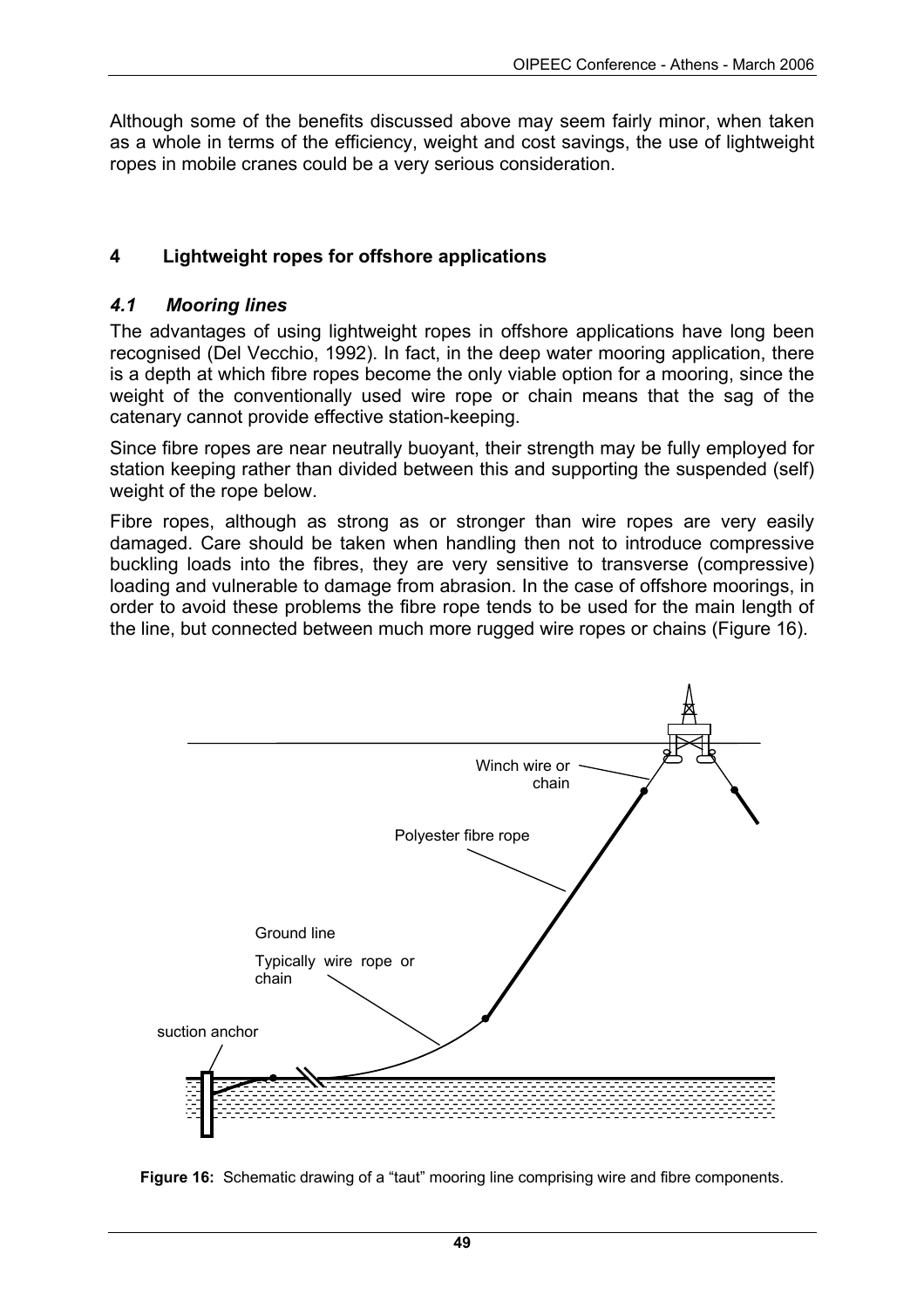Although some of the benefits discussed above may seem fairly minor, when taken as a whole in terms of the efficiency, weight and cost savings, the use of lightweight ropes in mobile cranes could be a very serious consideration.

## 4 Lightweight ropes for offshore applications

### *4.1 Mooring lines*

The advantages of using lightweight ropes in offshore applications have long been recognised (Del Vecchio, 1992). In fact, in the deep water mooring application, there is a depth at which fibre ropes become the only viable option for a mooring, since the weight of the conventionally used wire rope or chain means that the sag of the catenary cannot provide effective station-keeping.

Since fibre ropes are near neutrally buoyant, their strength may be fully employed for station keeping rather than divided between this and supporting the suspended (self) weight of the rope below.

Fibre ropes, although as strong as or stronger than wire ropes are very easily damaged. Care should be taken when handling then not to introduce compressive buckling loads into the fibres, they are very sensitive to transverse (compressive) loading and vulnerable to damage from abrasion. In the case of offshore moorings, in order to avoid these problems the fibre rope tends to be used for the main length of the line, but connected between much more rugged wire ropes or chains (Figure 16).

Winch wire or chain

Polyester fibre rope

Ground line

Typically wire rope or chain

suction anchor

**Figure 16:** Schematic drawing of a "taut" mooring line comprising wire and fibre components.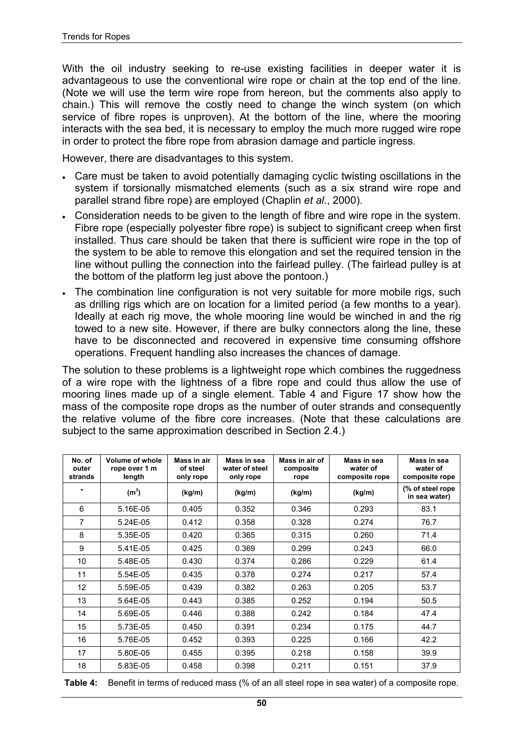With the oil industry seeking to re-use existing facilities in deeper water it is advantageous to use the conventional wire rope or chain at the top end of the line. (Note we will use the term wire rope from hereon, but the comments also apply to chain.) This will remove the costly need to change the winch system (on which service of fibre ropes is unproven). At the bottom of the line, where the mooring interacts with the sea bed, it is necessary to employ the much more rugged wire rope in order to protect the fibre rope from abrasion damage and particle ingress.

However, there are disadvantages to this system.

- Care must be taken to avoid potentially damaging cyclic twisting oscillations in the system if torsionally mismatched elements (such as a six strand wire rope and parallel strand fibre rope) are employed (Chaplin *et al.*, 2000).
- Consideration needs to be given to the length of fibre and wire rope in the system. Fibre rope (especially polyester fibre rope) is subject to significant creep when first installed. Thus care should be taken that there is sufficient wire rope in the top of the system to be able to remove this elongation and set the required tension in the line without pulling the connection into the fairlead pulley. (The fairlead pulley is at the bottom of the platform leg just above the pontoon.)
- The combination line configuration is not very suitable for more mobile rigs, such as drilling rigs which are on location for a limited period (a few months to a year). Ideally at each rig move, the whole mooring line would be winched in and the rig towed to a new site. However, if there are bulky connectors along the line, these have to be disconnected and recovered in expensive time consuming offshore operations. Frequent handling also increases the chances of damage.

The solution to these problems is a lightweight rope which combines the ruggedness of a wire rope with the lightness of a fibre rope and could thus allow the use of mooring lines made up of a single element. Table 4 and Figure 17 show how the mass of the composite rope drops as the number of outer strands and consequently the relative volume of the fibre core increases. (Note that these calculations are subject to the same approximation described in Section 2.4.)

| No. of outer strands | Volume of whole rope over 1 m length | Mass in air of steel only rope | Mass in sea water of steel only rope | Mass in air of composite rope | Mass in sea water of composite rope | Mass in sea water of composite rope |
|---|---|---|---|---|---|---|
| - | ($m^3$) | (kg/m) | (kg/m) | (kg/m) | (kg/m) | (% of steel rope in sea water) |
| 6 | 5.16E-05 | 0.405 | 0.352 | 0.346 | 0.293 | 83.1 |
| 7 | 5.24E-05 | 0.412 | 0.358 | 0.328 | 0.274 | 76.7 |
| 8 | 5.35E-05 | 0.420 | 0.365 | 0.315 | 0.260 | 71.4 |
| 9 | 5.41E-05 | 0.425 | 0.369 | 0.299 | 0.243 | 66.0 |
| 10 | 5.48E-05 | 0.430 | 0.374 | 0.286 | 0.229 | 61.4 |
| 11 | 5.54E-05 | 0.435 | 0.378 | 0.274 | 0.217 | 57.4 |
| 12 | 5.59E-05 | 0.439 | 0.382 | 0.263 | 0.205 | 53.7 |
| 13 | 5.64E-05 | 0.443 | 0.385 | 0.252 | 0.194 | 50.5 |
| 14 | 5.69E-05 | 0.446 | 0.388 | 0.242 | 0.184 | 47.4 |
| 15 | 5.73E-05 | 0.450 | 0.391 | 0.234 | 0.175 | 44.7 |
| 16 | 5.76E-05 | 0.452 | 0.393 | 0.225 | 0.166 | 42.2 |
| 17 | 5.80E-05 | 0.455 | 0.395 | 0.218 | 0.158 | 39.9 |
| 18 | 5.83E-05 | 0.458 | 0.398 | 0.211 | 0.151 | 37.9 |

**Table 4:** Benefit in terms of reduced mass (% of an all steel rope in sea water) of a composite rope.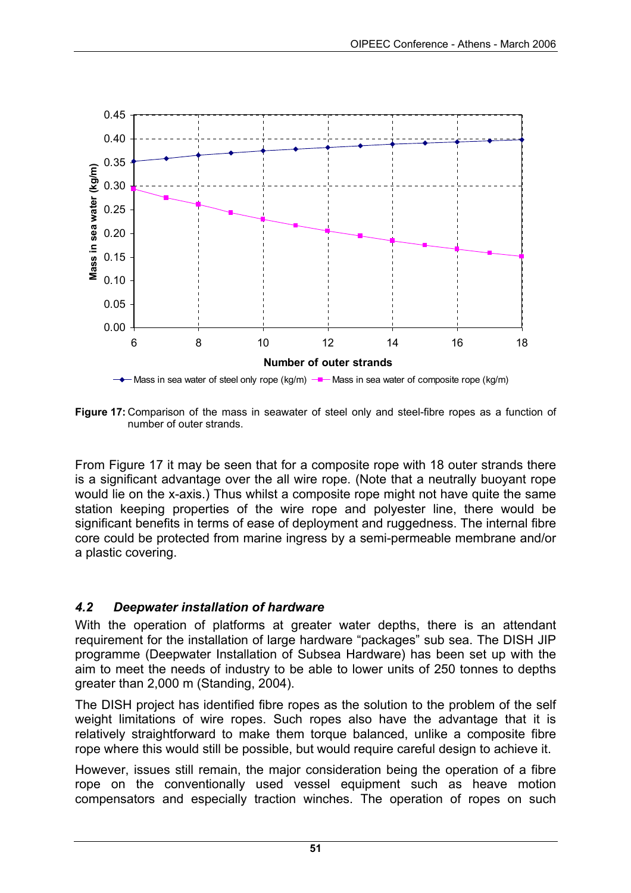0.45
0.40
0.35
0.30
0.25
0.20
0.15
0.10
0.05
0.00

Mass in sea water (kg/m)

6 8 10 12 14 16 18

Number of outer strands

Mass in sea water of steel only rope (kg/m)
Mass in sea water of composite rope (kg/m)

**Figure 17:** Comparison of the mass in seawater of steel only and steel-fibre ropes as a function of number of outer strands.

From Figure 17 it may be seen that for a composite rope with 18 outer strands there is a significant advantage over the all wire rope. (Note that a neutrally buoyant rope would lie on the x-axis.) Thus whilst a composite rope might not have quite the same station keeping properties of the wire rope and polyester line, there would be significant benefits in terms of ease of deployment and ruggedness. The internal fibre core could be protected from marine ingress by a semi-permeable membrane and/or a plastic covering.

### *4.2 Deepwater installation of hardware*

With the operation of platforms at greater water depths, there is an attendant requirement for the installation of large hardware "packages" sub sea. The DISH JIP programme (Deepwater Installation of Subsea Hardware) has been set up with the aim to meet the needs of industry to be able to lower units of 250 tonnes to depths greater than 2,000 m (Standing, 2004).

The DISH project has identified fibre ropes as the solution to the problem of the self weight limitations of wire ropes. Such ropes also have the advantage that it is relatively straightforward to make them torque balanced, unlike a composite fibre rope where this would still be possible, but would require careful design to achieve it.

However, issues still remain, the major consideration being the operation of a fibre rope on the conventionally used vessel equipment such as heave motion compensators and especially traction winches. The operation of ropes on such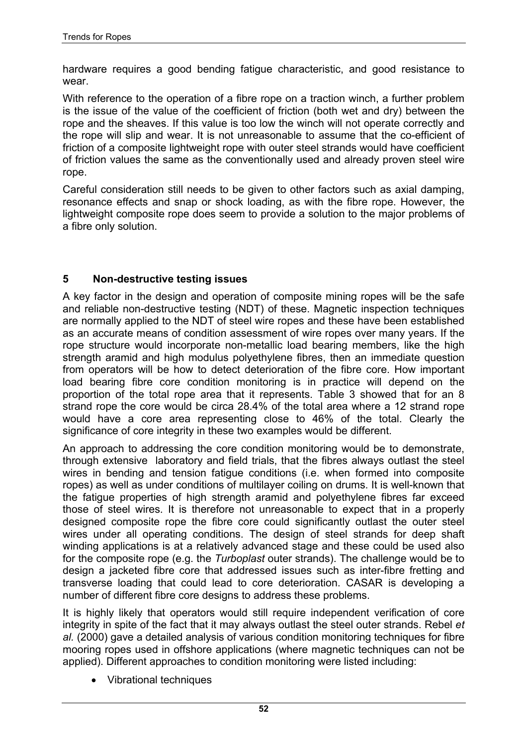hardware requires a good bending fatigue characteristic, and good resistance to wear.

With reference to the operation of a fibre rope on a traction winch, a further problem is the issue of the value of the coefficient of friction (both wet and dry) between the rope and the sheaves. If this value is too low the winch will not operate correctly and the rope will slip and wear. It is not unreasonable to assume that the co-efficient of friction of a composite lightweight rope with outer steel strands would have coefficient of friction values the same as the conventionally used and already proven steel wire rope.

Careful consideration still needs to be given to other factors such as axial damping, resonance effects and snap or shock loading, as with the fibre rope. However, the lightweight composite rope does seem to provide a solution to the major problems of a fibre only solution.

## 5 Non-destructive testing issues

A key factor in the design and operation of composite mining ropes will be the safe and reliable non-destructive testing (NDT) of these. Magnetic inspection techniques are normally applied to the NDT of steel wire ropes and these have been established as an accurate means of condition assessment of wire ropes over many years. If the rope structure would incorporate non-metallic load bearing members, like the high strength aramid and high modulus polyethylene fibres, then an immediate question from operators will be how to detect deterioration of the fibre core. How important load bearing fibre core condition monitoring is in practice will depend on the proportion of the total rope area that it represents. Table 3 showed that for an 8 strand rope the core would be circa 28.4% of the total area where a 12 strand rope would have a core area representing close to 46% of the total. Clearly the significance of core integrity in these two examples would be different.

An approach to addressing the core condition monitoring would be to demonstrate, through extensive laboratory and field trials, that the fibres always outlast the steel wires in bending and tension fatigue conditions (i.e. when formed into composite ropes) as well as under conditions of multilayer coiling on drums. It is well-known that the fatigue properties of high strength aramid and polyethylene fibres far exceed those of steel wires. It is therefore not unreasonable to expect that in a properly designed composite rope the fibre core could significantly outlast the outer steel wires under all operating conditions. The design of steel strands for deep shaft winding applications is at a relatively advanced stage and these could be used also for the composite rope (e.g. the *Turboplast* outer strands). The challenge would be to design a jacketed fibre core that addressed issues such as inter-fibre fretting and transverse loading that could lead to core deterioration. CASAR is developing a number of different fibre core designs to address these problems.

It is highly likely that operators would still require independent verification of core integrity in spite of the fact that it may always outlast the steel outer strands. Rebel *et al.* (2000) gave a detailed analysis of various condition monitoring techniques for fibre mooring ropes used in offshore applications (where magnetic techniques can not be applied). Different approaches to condition monitoring were listed including:

- Vibrational techniques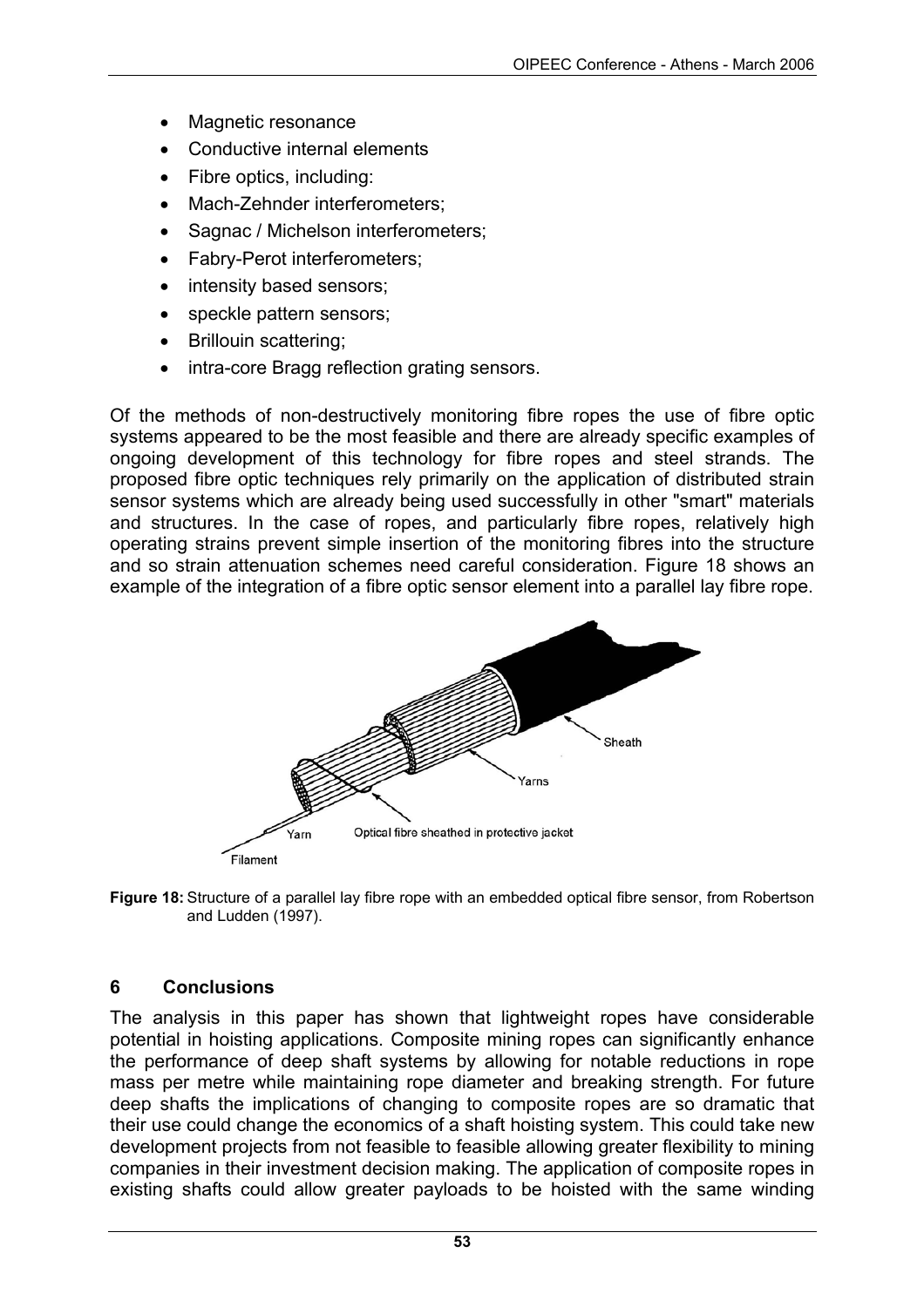- Magnetic resonance
- Conductive internal elements
- Fibre optics, including:
- Mach-Zehnder interferometers;
- Sagnac / Michelson interferometers;
- Fabry-Perot interferometers;
- intensity based sensors;
- speckle pattern sensors;
- Brillouin scattering;
- intra-core Bragg reflection grating sensors.

Of the methods of non-destructively monitoring fibre ropes the use of fibre optic systems appeared to be the most feasible and there are already specific examples of ongoing development of this technology for fibre ropes and steel strands. The proposed fibre optic techniques rely primarily on the application of distributed strain sensor systems which are already being used successfully in other "smart" materials and structures. In the case of ropes, and particularly fibre ropes, relatively high operating strains prevent simple insertion of the monitoring fibres into the structure and so strain attenuation schemes need careful consideration. Figure 18 shows an example of the integration of a fibre optic sensor element into a parallel lay fibre rope.

**Figure 18:** Structure of a parallel lay fibre rope with an embedded optical fibre sensor, from Robertson and Ludden (1997).

## 6 Conclusions

The analysis in this paper has shown that lightweight ropes have considerable potential in hoisting applications. Composite mining ropes can significantly enhance the performance of deep shaft systems by allowing for notable reductions in rope mass per metre while maintaining rope diameter and breaking strength. For future deep shafts the implications of changing to composite ropes are so dramatic that their use could change the economics of a shaft hoisting system. This could take new development projects from not feasible to feasible allowing greater flexibility to mining companies in their investment decision making. The application of composite ropes in existing shafts could allow greater payloads to be hoisted with the same winding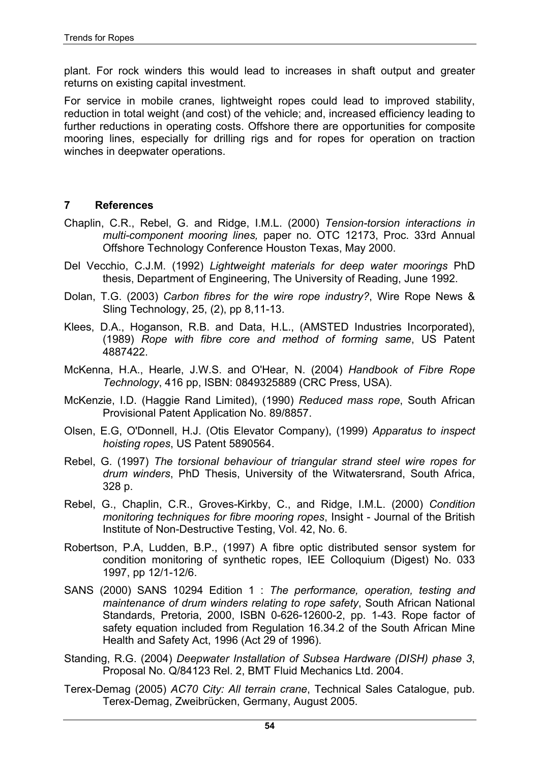plant. For rock winders this would lead to increases in shaft output and greater returns on existing capital investment.

For service in mobile cranes, lightweight ropes could lead to improved stability, reduction in total weight (and cost) of the vehicle; and, increased efficiency leading to further reductions in operating costs. Offshore there are opportunities for composite mooring lines, especially for drilling rigs and for ropes for operation on traction winches in deepwater operations.

## 7 References

Chaplin, C.R., Rebel, G. and Ridge, I.M.L. (2000) *Tension-torsion interactions in multi-component mooring lines,* paper no. OTC 12173, Proc. 33rd Annual Offshore Technology Conference Houston Texas, May 2000.

Del Vecchio, C.J.M. (1992) *Lightweight materials for deep water moorings* PhD thesis, Department of Engineering, The University of Reading, June 1992.

Dolan, T.G. (2003) *Carbon fibres for the wire rope industry?*, Wire Rope News & Sling Technology, 25, (2), pp 8,11-13.

Klees, D.A., Hoganson, R.B. and Data, H.L., (AMSTED Industries Incorporated), (1989) *Rope with fibre core and method of forming same*, US Patent 4887422.

McKenna, H.A., Hearle, J.W.S. and O'Hear, N. (2004) *Handbook of Fibre Rope Technology*, 416 pp, ISBN: 0849325889 (CRC Press, USA).

McKenzie, I.D. (Haggie Rand Limited), (1990) *Reduced mass rope*, South African Provisional Patent Application No. 89/8857.

Olsen, E.G, O'Donnell, H.J. (Otis Elevator Company), (1999) *Apparatus to inspect hoisting ropes*, US Patent 5890564.

Rebel, G. (1997) *The torsional behaviour of triangular strand steel wire ropes for drum winders*, PhD Thesis, University of the Witwatersrand, South Africa, 328 p.

Rebel, G., Chaplin, C.R., Groves-Kirkby, C., and Ridge, I.M.L. (2000) *Condition monitoring techniques for fibre mooring ropes*, Insight - Journal of the British Institute of Non-Destructive Testing, Vol. 42, No. 6.

Robertson, P.A, Ludden, B.P., (1997) A fibre optic distributed sensor system for condition monitoring of synthetic ropes, IEE Colloquium (Digest) No. 033 1997, pp 12/1-12/6.

SANS (2000) SANS 10294 Edition 1 : *The performance, operation, testing and maintenance of drum winders relating to rope safety*, South African National Standards, Pretoria, 2000, ISBN 0-626-12600-2, pp. 1-43. Rope factor of safety equation included from Regulation 16.34.2 of the South African Mine Health and Safety Act, 1996 (Act 29 of 1996).

Standing, R.G. (2004) *Deepwater Installation of Subsea Hardware (DISH) phase 3*, Proposal No. Q/84123 Rel. 2, BMT Fluid Mechanics Ltd. 2004.

Terex-Demag (2005) *AC70 City: All terrain crane*, Technical Sales Catalogue, pub. Terex-Demag, Zweibrücken, Germany, August 2005.